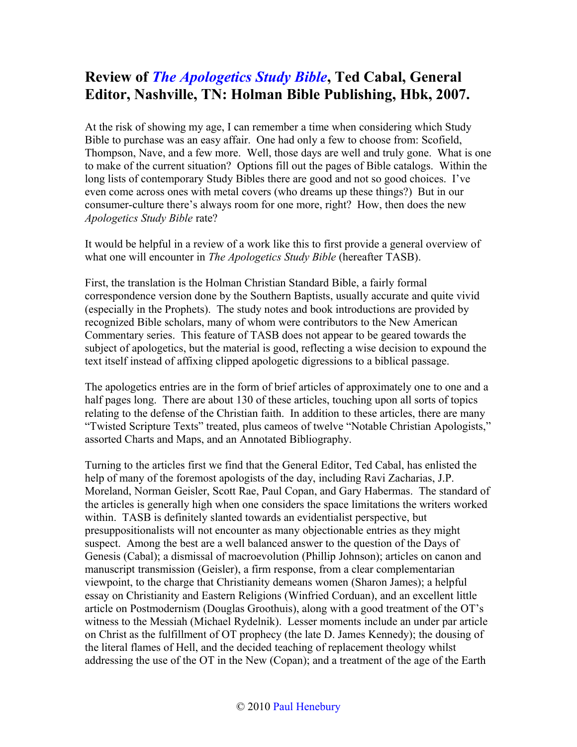# Review of *The Apologetics Study Bible*, Ted Cabal, General Editor, Nashville, TN: Holman Bible Publishing, Hbk, 2007.

At the risk of showing my age, I can remember a time when considering which Study Bible to purchase was an easy affair. One had only a few to choose from: Scofield, Thompson, Nave, and a few more. Well, those days are well and truly gone. What is one to make of the current situation? Options fill out the pages of Bible catalogs. Within the long lists of contemporary Study Bibles there are good and not so good choices. I've even come across ones with metal covers (who dreams up these things?) But in our consumer-culture there's always room for one more, right? How, then does the new *Apologetics Study Bible* rate?

It would be helpful in a review of a work like this to first provide a general overview of what one will encounter in *The Apologetics Study Bible* (hereafter TASB).

First, the translation is the Holman Christian Standard Bible, a fairly formal correspondence version done by the Southern Baptists, usually accurate and quite vivid (especially in the Prophets). The study notes and book introductions are provided by recognized Bible scholars, many of whom were contributors to the New American Commentary series. This feature of TASB does not appear to be geared towards the subject of apologetics, but the material is good, reflecting a wise decision to expound the text itself instead of affixing clipped apologetic digressions to a biblical passage.

The apologetics entries are in the form of brief articles of approximately one to one and a half pages long. There are about 130 of these articles, touching upon all sorts of topics relating to the defense of the Christian faith. In addition to these articles, there are many "Twisted Scripture Texts" treated, plus cameos of twelve "Notable Christian Apologists," assorted Charts and Maps, and an Annotated Bibliography.

Turning to the articles first we find that the General Editor, Ted Cabal, has enlisted the help of many of the foremost apologists of the day, including Ravi Zacharias, J.P. Moreland, Norman Geisler, Scott Rae, Paul Copan, and Gary Habermas. The standard of the articles is generally high when one considers the space limitations the writers worked within. TASB is definitely slanted towards an evidentialist perspective, but presuppositionalists will not encounter as many objectionable entries as they might suspect. Among the best are a well balanced answer to the question of the Days of Genesis (Cabal); a dismissal of macroevolution (Phillip Johnson); articles on canon and manuscript transmission (Geisler), a firm response, from a clear complementarian viewpoint, to the charge that Christianity demeans women (Sharon James); a helpful essay on Christianity and Eastern Religions (Winfried Corduan), and an excellent little article on Postmodernism (Douglas Groothuis), along with a good treatment of the OT's witness to the Messiah (Michael Rydelnik). Lesser moments include an under par article on Christ as the fulfillment of OT prophecy (the late D. James Kennedy); the dousing of the literal flames of Hell, and the decided teaching of replacement theology whilst addressing the use of the OT in the New (Copan); and a treatment of the age of the Earth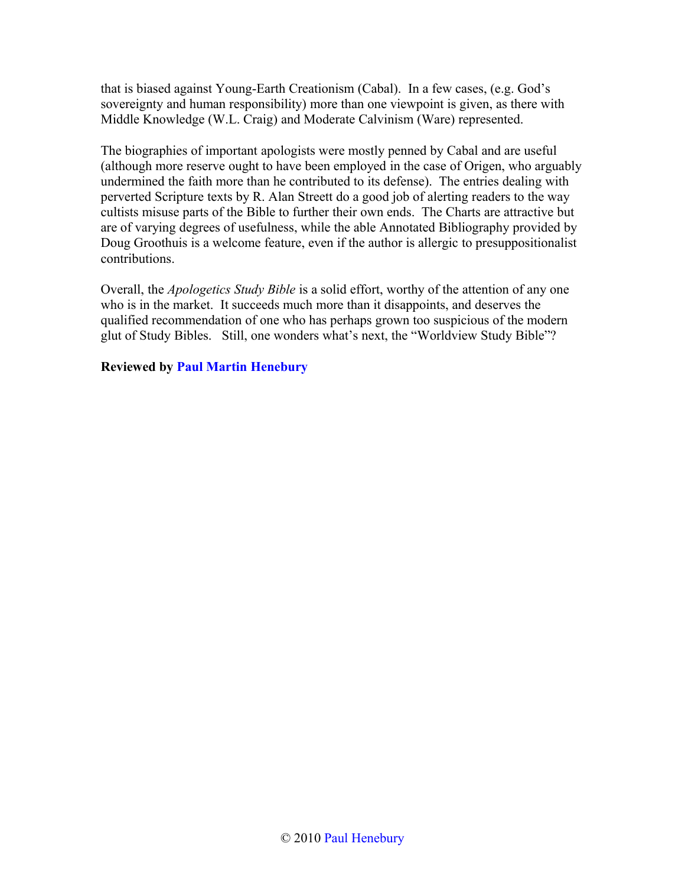that is biased against Young-Earth Creationism (Cabal). In a few cases, (e.g. God's sovereignty and human responsibility) more than one viewpoint is given, as there with Middle Knowledge (W.L. Craig) and Moderate Calvinism (Ware) represented.

The biographies of important apologists were mostly penned by Cabal and are useful (although more reserve ought to have been employed in the case of Origen, who arguably undermined the faith more than he contributed to its defense). The entries dealing with perverted Scripture texts by R. Alan Streett do a good job of alerting readers to the way cultists misuse parts of the Bible to further their own ends. The Charts are attractive but are of varying degrees of usefulness, while the able Annotated Bibliography provided by Doug Groothuis is a welcome feature, even if the author is allergic to presuppositionalist contributions.

Overall, the *Apologetics Study Bible* is a solid effort, worthy of the attention of any one who is in the market. It succeeds much more than it disappoints, and deserves the qualified recommendation of one who has perhaps grown too suspicious of the modern glut of Study Bibles. Still, one wonders what's next, the "Worldview Study Bible"?

**Reviewed by Paul Martin Henebury**

© 2010 Paul Henebury